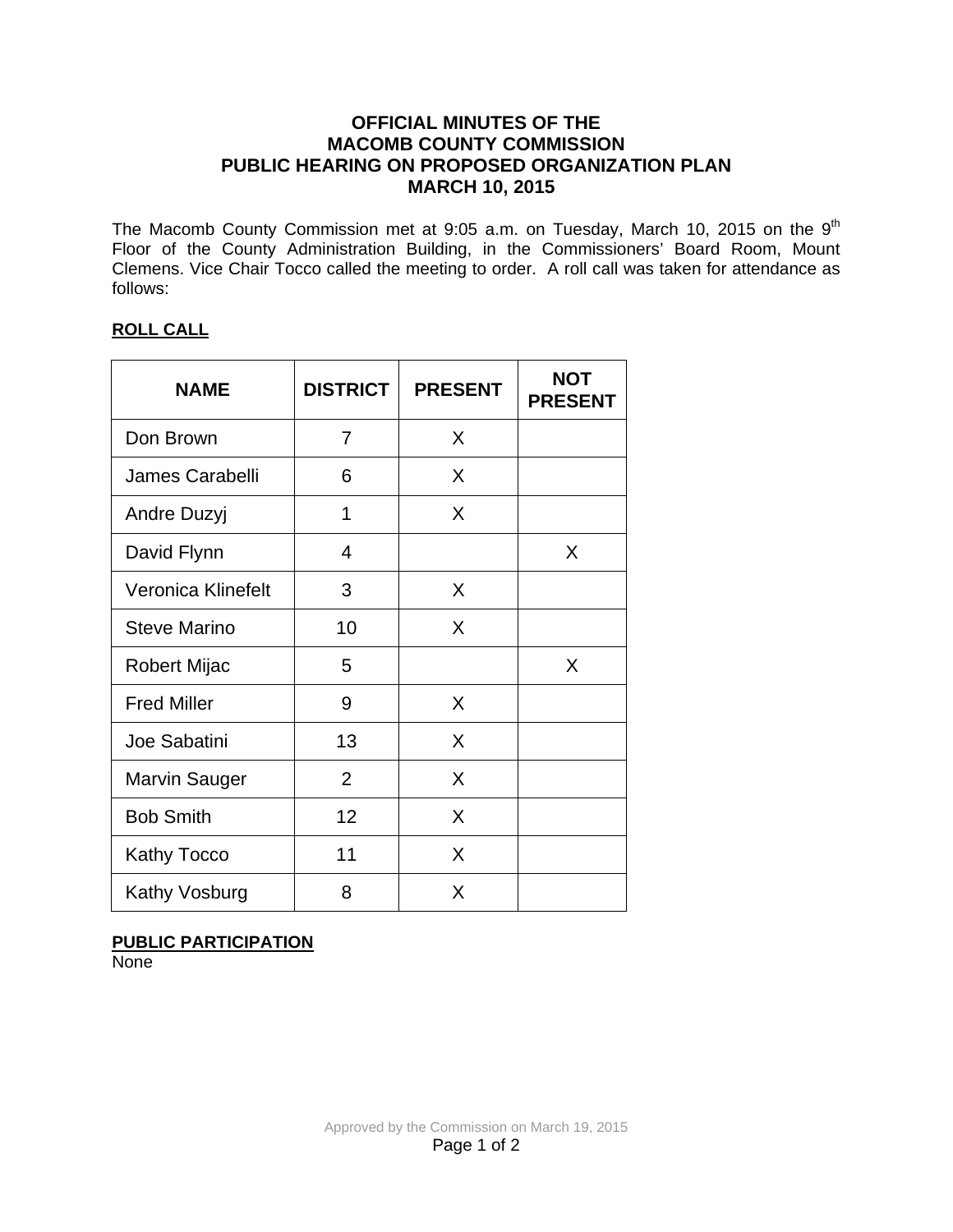# OFFICIAL MINUTES OF THE MACOMB COUNTY COMMISSION PUBLIC HEARING ON PROPOSED ORGANIZATION PLAN MARCH 10, 2015

The Macomb County Commission met at 9:05 a.m. on Tuesday, March 10, 2015 on the 9th Floor of the County Administration Building, in the Commissioners' Board Room, Mount Clemens. Vice Chair Tocco called the meeting to order. A roll call was taken for attendance as follows:

**ROLL CALL**

| NAME | DISTRICT | PRESENT | NOT PRESENT |
|---|---|---|---|
| Don Brown | 7 | X | |
| James Carabelli | 6 | X | |
| Andre Duzyj | 1 | X | |
| David Flynn | 4 | | X |
| Veronica Klinefelt | 3 | X | |
| Steve Marino | 10 | X | |
| Robert Mijac | 5 | | X |
| Fred Miller | 9 | X | |
| Joe Sabatini | 13 | X | |
| Marvin Sauger | 2 | X | |
| Bob Smith | 12 | X | |
| Kathy Tocco | 11 | X | |
| Kathy Vosburg | 8 | X | |

**PUBLIC PARTICIPATION**

None

Approved by the Commission on March 19, 2015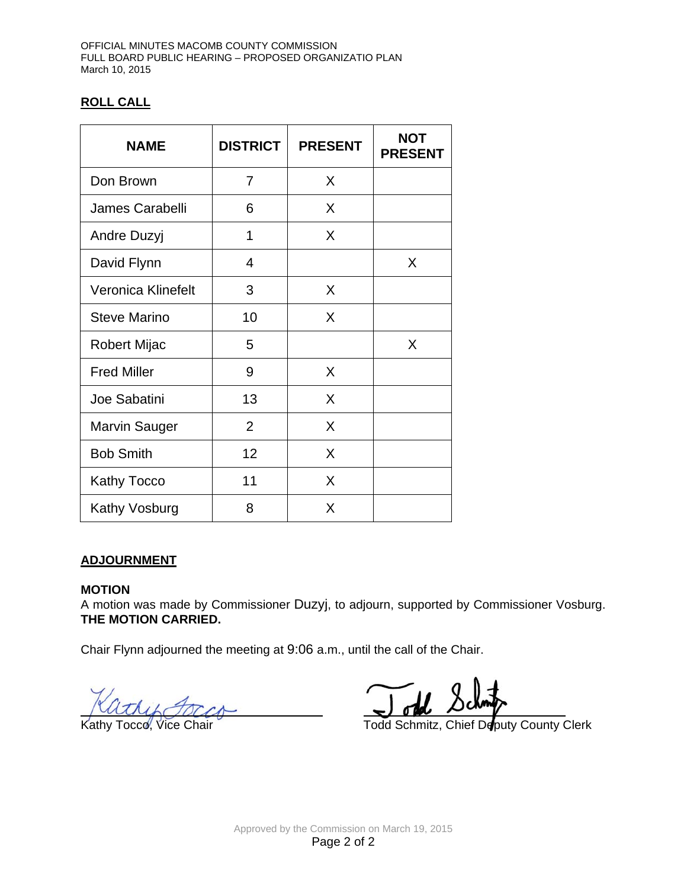## ROLL CALL

| NAME | DISTRICT | PRESENT | NOT PRESENT |
|---|---|---|---|
| Don Brown | 7 | X | |
| James Carabelli | 6 | X | |
| Andre Duzyj | 1 | X | |
| David Flynn | 4 | | X |
| Veronica Klinefelt | 3 | X | |
| Steve Marino | 10 | X | |
| Robert Mijac | 5 | | X |
| Fred Miller | 9 | X | |
| Joe Sabatini | 13 | X | |
| Marvin Sauger | 2 | X | |
| Bob Smith | 12 | X | |
| Kathy Tocco | 11 | X | |
| Kathy Vosburg | 8 | X | |

## ADJOURNMENT

**MOTION**

A motion was made by Commissioner Duzyj, to adjourn, supported by Commissioner Vosburg. **THE MOTION CARRIED.**

Chair Flynn adjourned the meeting at 9:06 a.m., until the call of the Chair.

Kathy Tocco, Vice Chair

Todd Schmitz, Chief Deputy County Clerk

Approved by the Commission on March 19, 2015